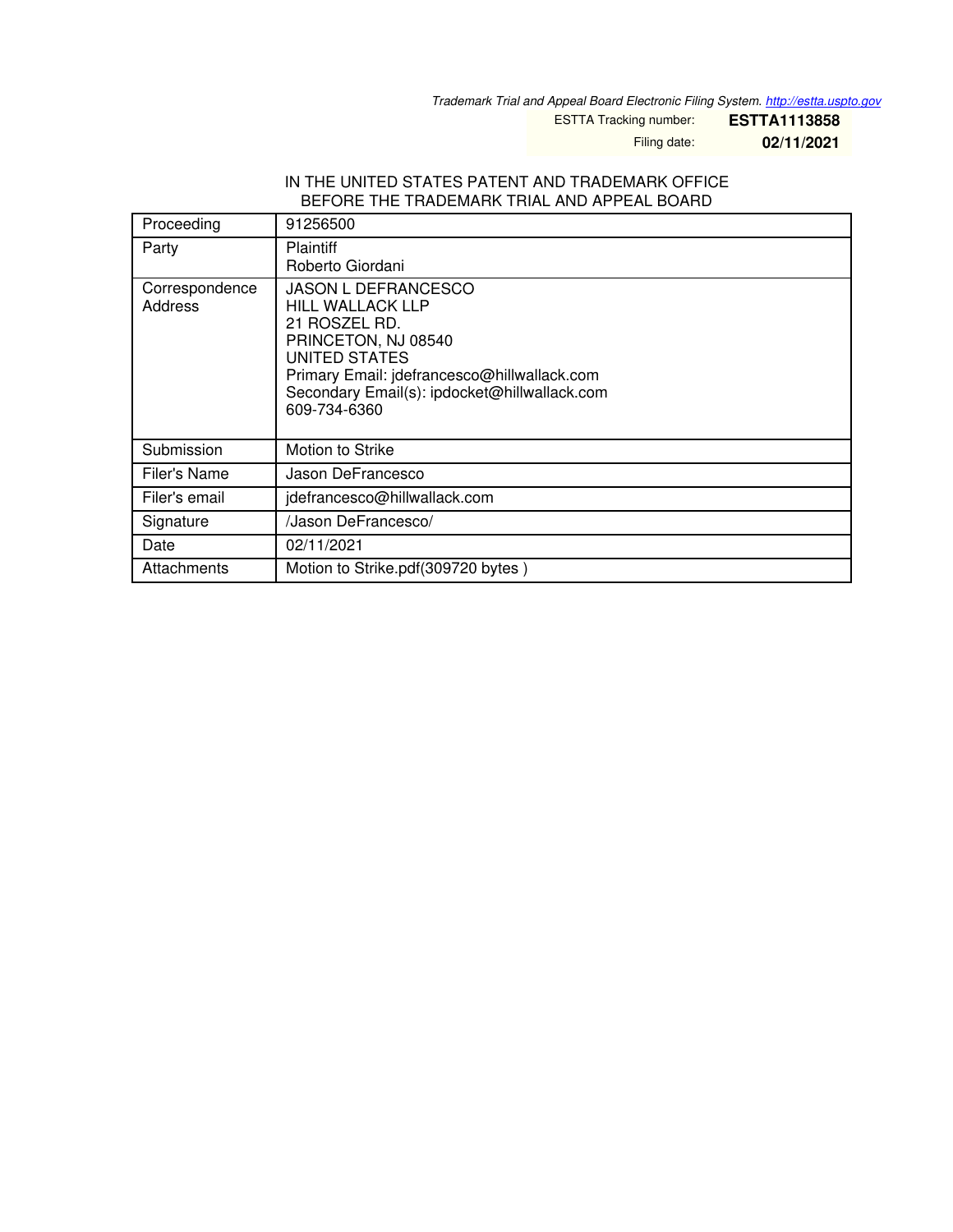Trademark Trial and Appeal Board Electronic Filing System. http://estta.uspto.gov

ESTTA Tracking number: **ESTTA1113858**

Filing date: **02/11/2021**

IN THE UNITED STATES PATENT AND TRADEMARK OFFICE
BEFORE THE TRADEMARK TRIAL AND APPEAL BOARD

| Proceeding | 91256500 |
| --- | --- |
| Party | Plaintiff<br>Roberto Giordani |
| Correspondence Address | JASON L DEFRANCESCO<br>HILL WALLACK LLP<br>21 ROSZEL RD.<br>PRINCETON, NJ 08540<br>UNITED STATES<br>Primary Email: jdefrancesco@hillwallack.com<br>Secondary Email(s): ipdocket@hillwallack.com<br>609-734-6360 |
| Submission | Motion to Strike |
| Filer's Name | Jason DeFrancesco |
| Filer's email | jdefrancesco@hillwallack.com |
| Signature | /Jason DeFrancesco/ |
| Date | 02/11/2021 |
| Attachments | Motion to Strike.pdf(309720 bytes ) |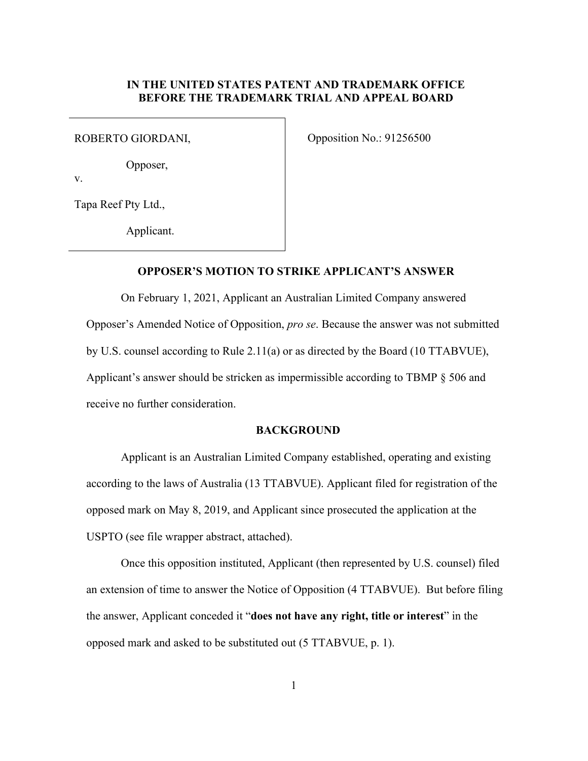**IN THE UNITED STATES PATENT AND TRADEMARK OFFICE**
**BEFORE THE TRADEMARK TRIAL AND APPEAL BOARD**

| | |
|---|---|
| ROBERTO GIORDANI,<br><br>Opposer,<br><br>v.<br><br>Tapa Reef Pty Ltd.,<br><br>Applicant. | Opposition No.: 91256500 |

**OPPOSER'S MOTION TO STRIKE APPLICANT'S ANSWER**

On February 1, 2021, Applicant an Australian Limited Company answered Opposer's Amended Notice of Opposition, *pro se*. Because the answer was not submitted by U.S. counsel according to Rule 2.11(a) or as directed by the Board (10 TTABVUE), Applicant's answer should be stricken as impermissible according to TBMP § 506 and receive no further consideration.

**BACKGROUND**

Applicant is an Australian Limited Company established, operating and existing according to the laws of Australia (13 TTABVUE). Applicant filed for registration of the opposed mark on May 8, 2019, and Applicant since prosecuted the application at the USPTO (see file wrapper abstract, attached).

Once this opposition instituted, Applicant (then represented by U.S. counsel) filed an extension of time to answer the Notice of Opposition (4 TTABVUE). But before filing the answer, Applicant conceded it "**does not have any right, title or interest**" in the opposed mark and asked to be substituted out (5 TTABVUE, p. 1).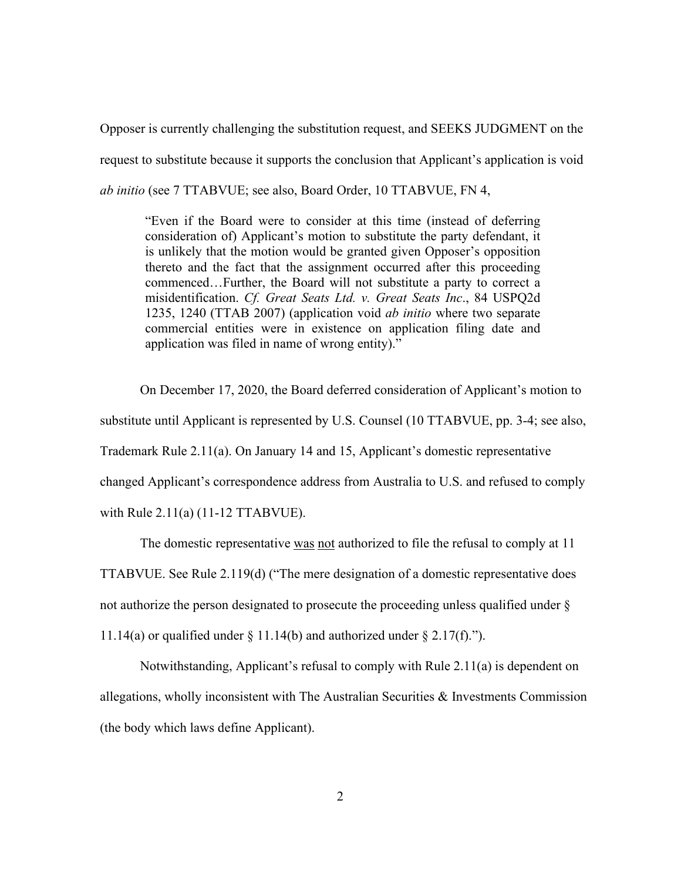Opposer is currently challenging the substitution request, and SEEKS JUDGMENT on the request to substitute because it supports the conclusion that Applicant's application is void *ab initio* (see 7 TTABVUE; see also, Board Order, 10 TTABVUE, FN 4,

> "Even if the Board were to consider at this time (instead of deferring consideration of) Applicant's motion to substitute the party defendant, it is unlikely that the motion would be granted given Opposer's opposition thereto and the fact that the assignment occurred after this proceeding commenced…Further, the Board will not substitute a party to correct a misidentification. *Cf. Great Seats Ltd. v. Great Seats Inc*., 84 USPQ2d 1235, 1240 (TTAB 2007) (application void *ab initio* where two separate commercial entities were in existence on application filing date and application was filed in name of wrong entity)."

On December 17, 2020, the Board deferred consideration of Applicant's motion to substitute until Applicant is represented by U.S. Counsel (10 TTABVUE, pp. 3-4; see also, Trademark Rule 2.11(a). On January 14 and 15, Applicant's domestic representative changed Applicant's correspondence address from Australia to U.S. and refused to comply with Rule 2.11(a) (11-12 TTABVUE).

The domestic representative <u>was</u> <u>not</u> authorized to file the refusal to comply at 11 TTABVUE. See Rule 2.119(d) ("The mere designation of a domestic representative does not authorize the person designated to prosecute the proceeding unless qualified under § 11.14(a) or qualified under § 11.14(b) and authorized under § 2.17(f).").

Notwithstanding, Applicant's refusal to comply with Rule 2.11(a) is dependent on allegations, wholly inconsistent with The Australian Securities & Investments Commission (the body which laws define Applicant).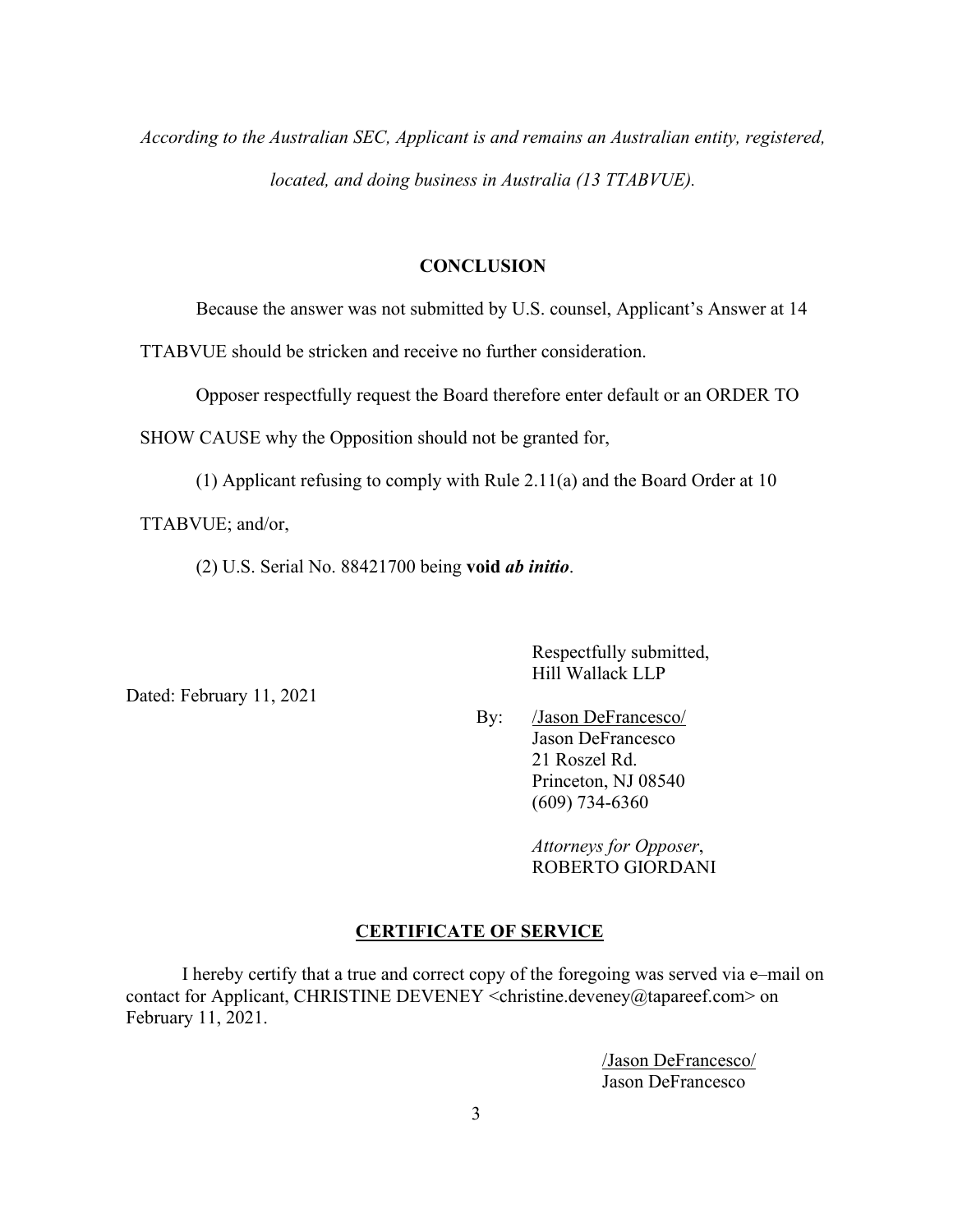*According to the Australian SEC, Applicant is and remains an Australian entity, registered, located, and doing business in Australia (13 TTABVUE).*

## CONCLUSION

Because the answer was not submitted by U.S. counsel, Applicant's Answer at 14 TTABVUE should be stricken and receive no further consideration.

Opposer respectfully request the Board therefore enter default or an ORDER TO SHOW CAUSE why the Opposition should not be granted for,

(1) Applicant refusing to comply with Rule 2.11(a) and the Board Order at 10 TTABVUE; and/or,

(2) U.S. Serial No. 88421700 being **void *ab initio***.

Dated: February 11, 2021

Respectfully submitted,
Hill Wallack LLP

By: /Jason DeFrancesco/
Jason DeFrancesco
21 Roszel Rd.
Princeton, NJ 08540
(609) 734-6360

*Attorneys for Opposer*,
ROBERTO GIORDANI

## CERTIFICATE OF SERVICE

I hereby certify that a true and correct copy of the foregoing was served via e–mail on contact for Applicant, CHRISTINE DEVENEY <christine.deveney@tapareef.com> on February 11, 2021.

/Jason DeFrancesco/
Jason DeFrancesco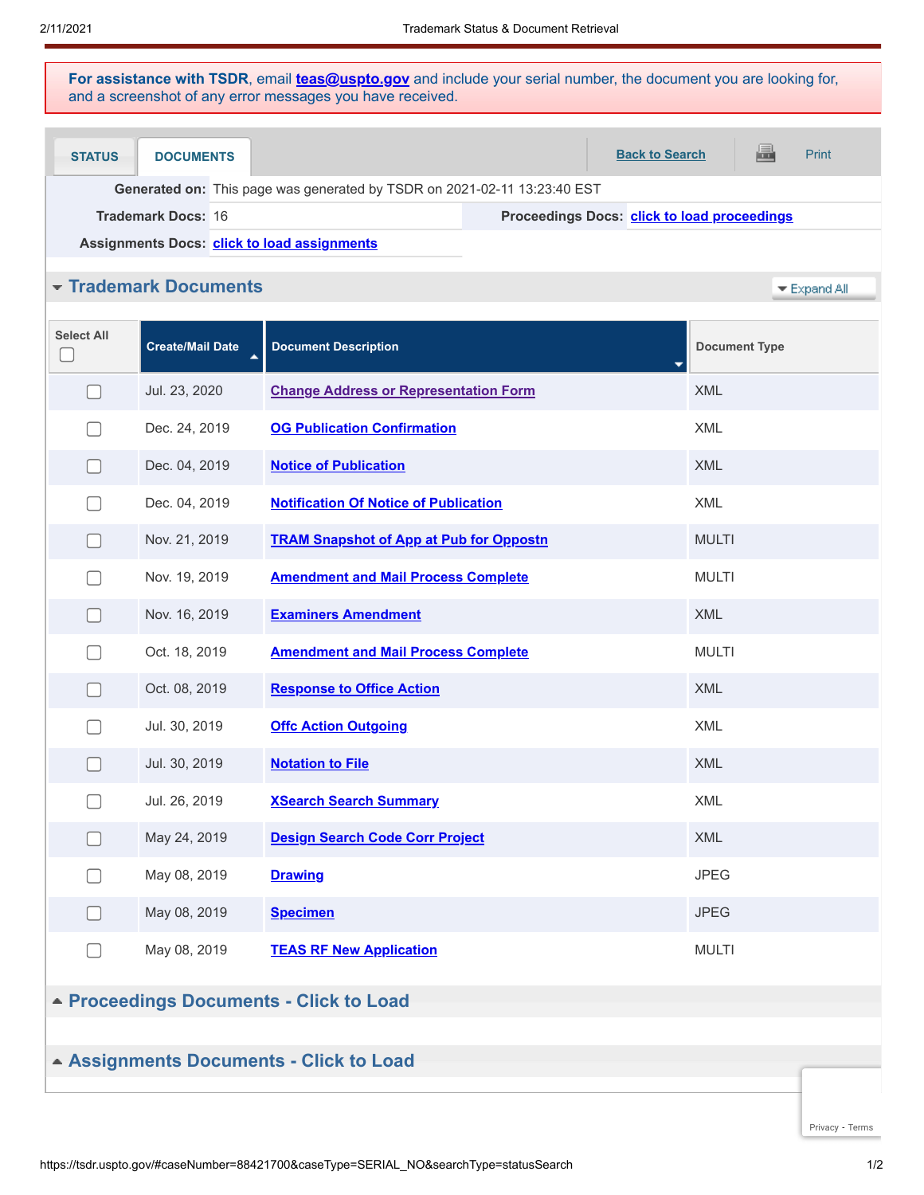**For assistance with TSDR**, email **teas@uspto.gov** and include your serial number, the document you are looking for, and a screenshot of any error messages you have received.

STATUS | DOCUMENTS | Back to Search | Print

| | | | |
|---|---|---|---|
| **Generated on:** | This page was generated by TSDR on 2021-02-11 13:23:40 EST | | |
| **Trademark Docs:** | 16 | **Proceedings Docs:** | click to load proceedings |
| **Assignments Docs:** | click to load assignments | | |

## Trademark Documents

Expand All

| Select All | Create/Mail Date | Document Description | Document Type |
|---|---|---|---|
| ☐ | Jul. 23, 2020 | Change Address or Representation Form | XML |
| ☐ | Dec. 24, 2019 | OG Publication Confirmation | XML |
| ☐ | Dec. 04, 2019 | Notice of Publication | XML |
| ☐ | Dec. 04, 2019 | Notification Of Notice of Publication | XML |
| ☐ | Nov. 21, 2019 | TRAM Snapshot of App at Pub for Oppostn | MULTI |
| ☐ | Nov. 19, 2019 | Amendment and Mail Process Complete | MULTI |
| ☐ | Nov. 16, 2019 | Examiners Amendment | XML |
| ☐ | Oct. 18, 2019 | Amendment and Mail Process Complete | MULTI |
| ☐ | Oct. 08, 2019 | Response to Office Action | XML |
| ☐ | Jul. 30, 2019 | Offc Action Outgoing | XML |
| ☐ | Jul. 30, 2019 | Notation to File | XML |
| ☐ | Jul. 26, 2019 | XSearch Search Summary | XML |
| ☐ | May 24, 2019 | Design Search Code Corr Project | XML |
| ☐ | May 08, 2019 | Drawing | JPEG |
| ☐ | May 08, 2019 | Specimen | JPEG |
| ☐ | May 08, 2019 | TEAS RF New Application | MULTI |

## Proceedings Documents - Click to Load

## Assignments Documents - Click to Load

Privacy - Terms